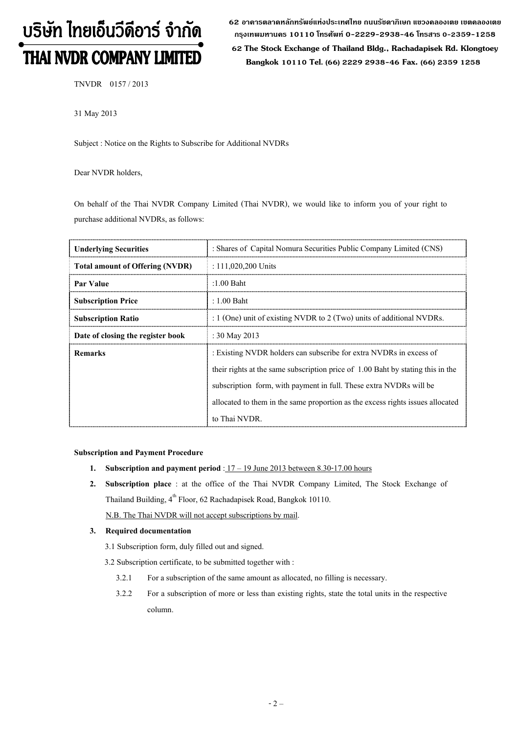# บริษัท ไทยเอ็นวีดีอาร์ จำกัด
# THAI NVDR COMPANY LIMITED

62 อาคารตลาดหลักทรัพย์แห่งประเทศไทย ถนนรัชดาภิเษก แขวงคลองเตย เขตคลองเตย กรุงเทพมหานคร 10110 โทรศัพท์ 0-2229-2938-46 โทรสาร 0-2359-1258

62 The Stock Exchange of Thailand Bldg., Rachadapisek Rd. Klongtoey Bangkok 10110 Tel. (66) 2229 2938-46 Fax. (66) 2359 1258

TNVDR 0157 / 2013

31 May 2013

Subject : Notice on the Rights to Subscribe for Additional NVDRs

Dear NVDR holders,

On behalf of the Thai NVDR Company Limited (Thai NVDR), we would like to inform you of your right to purchase additional NVDRs, as follows:

| **Underlying Securities** | : Shares of Capital Nomura Securities Public Company Limited (CNS) |
|---|---|
| **Total amount of Offering (NVDR)** | : 111,020,200 Units |
| **Par Value** | :1.00 Baht |
| **Subscription Price** | : 1.00 Baht |
| **Subscription Ratio** | : 1 (One) unit of existing NVDR to 2 (Two) units of additional NVDRs. |
| **Date of closing the register book** | : 30 May 2013 |
| **Remarks** | : Existing NVDR holders can subscribe for extra NVDRs in excess of their rights at the same subscription price of 1.00 Baht by stating this in the subscription form, with payment in full. These extra NVDRs will be allocated to them in the same proportion as the excess rights issues allocated to Thai NVDR. |

**Subscription and Payment Procedure**

1. **Subscription and payment period** : 17 – 19 June 2013 between 8.30-17.00 hours
2. **Subscription place** : at the office of the Thai NVDR Company Limited, The Stock Exchange of Thailand Building, 4th Floor, 62 Rachadapisek Road, Bangkok 10110.

   N.B. The Thai NVDR will not accept subscriptions by mail.
3. **Required documentation**

   3.1 Subscription form, duly filled out and signed.

   3.2 Subscription certificate, to be submitted together with :

   3.2.1 For a subscription of the same amount as allocated, no filling is necessary.

   3.2.2 For a subscription of more or less than existing rights, state the total units in the respective column.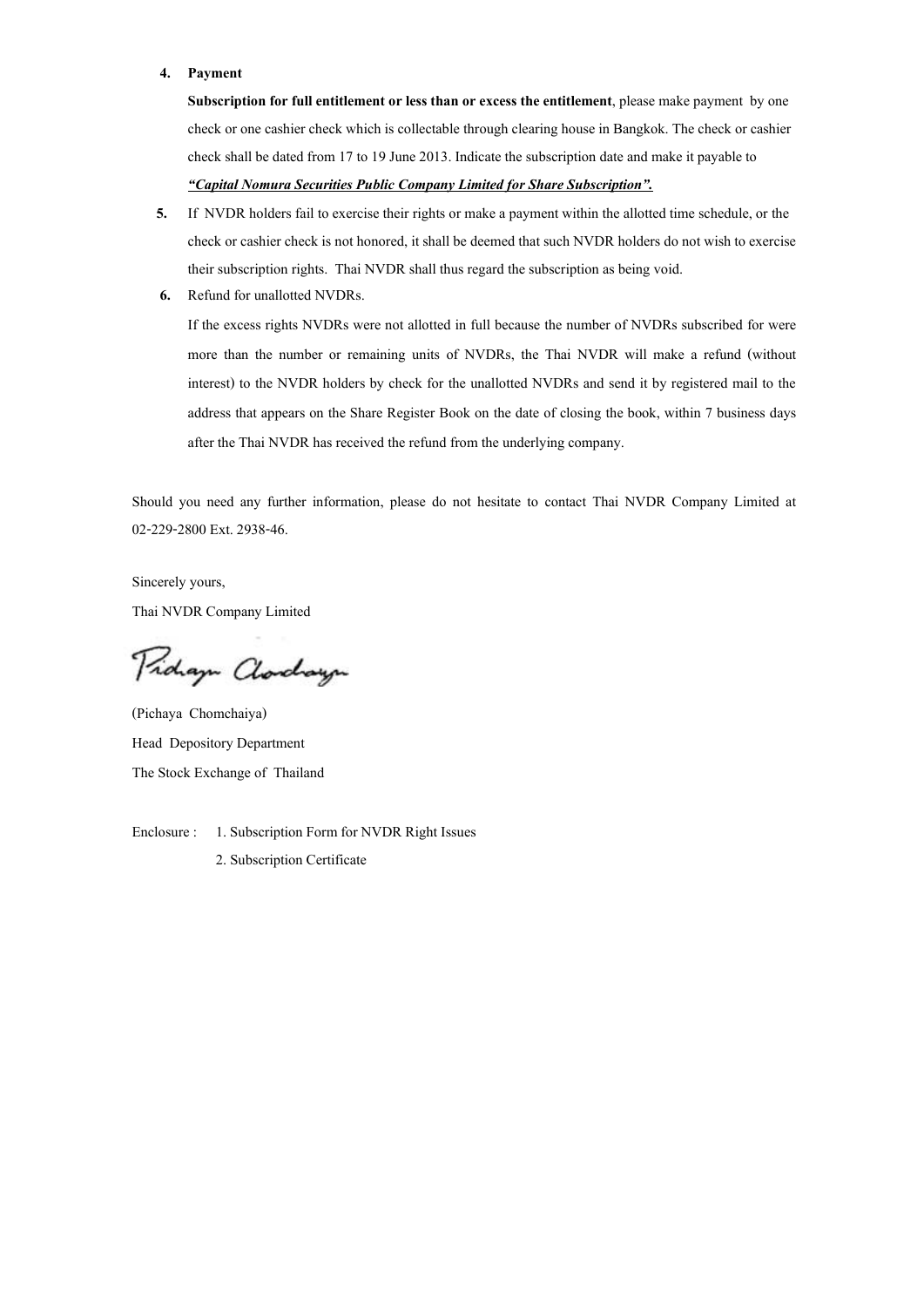4. **Payment**

   **Subscription for full entitlement or less than or excess the entitlement**, please make payment by one check or one cashier check which is collectable through clearing house in Bangkok. The check or cashier check shall be dated from 17 to 19 June 2013. Indicate the subscription date and make it payable to ***"Capital Nomura Securities Public Company Limited for Share Subscription".***

5. If NVDR holders fail to exercise their rights or make a payment within the allotted time schedule, or the check or cashier check is not honored, it shall be deemed that such NVDR holders do not wish to exercise their subscription rights. Thai NVDR shall thus regard the subscription as being void.

6. Refund for unallotted NVDRs.

   If the excess rights NVDRs were not allotted in full because the number of NVDRs subscribed for were more than the number or remaining units of NVDRs, the Thai NVDR will make a refund (without interest) to the NVDR holders by check for the unallotted NVDRs and send it by registered mail to the address that appears on the Share Register Book on the date of closing the book, within 7 business days after the Thai NVDR has received the refund from the underlying company.

Should you need any further information, please do not hesitate to contact Thai NVDR Company Limited at 02-229-2800 Ext. 2938-46.

Sincerely yours,

Thai NVDR Company Limited

(Pichaya Chomchaiya)

Head Depository Department

The Stock Exchange of Thailand

Enclosure : 1. Subscription Form for NVDR Right Issues

2. Subscription Certificate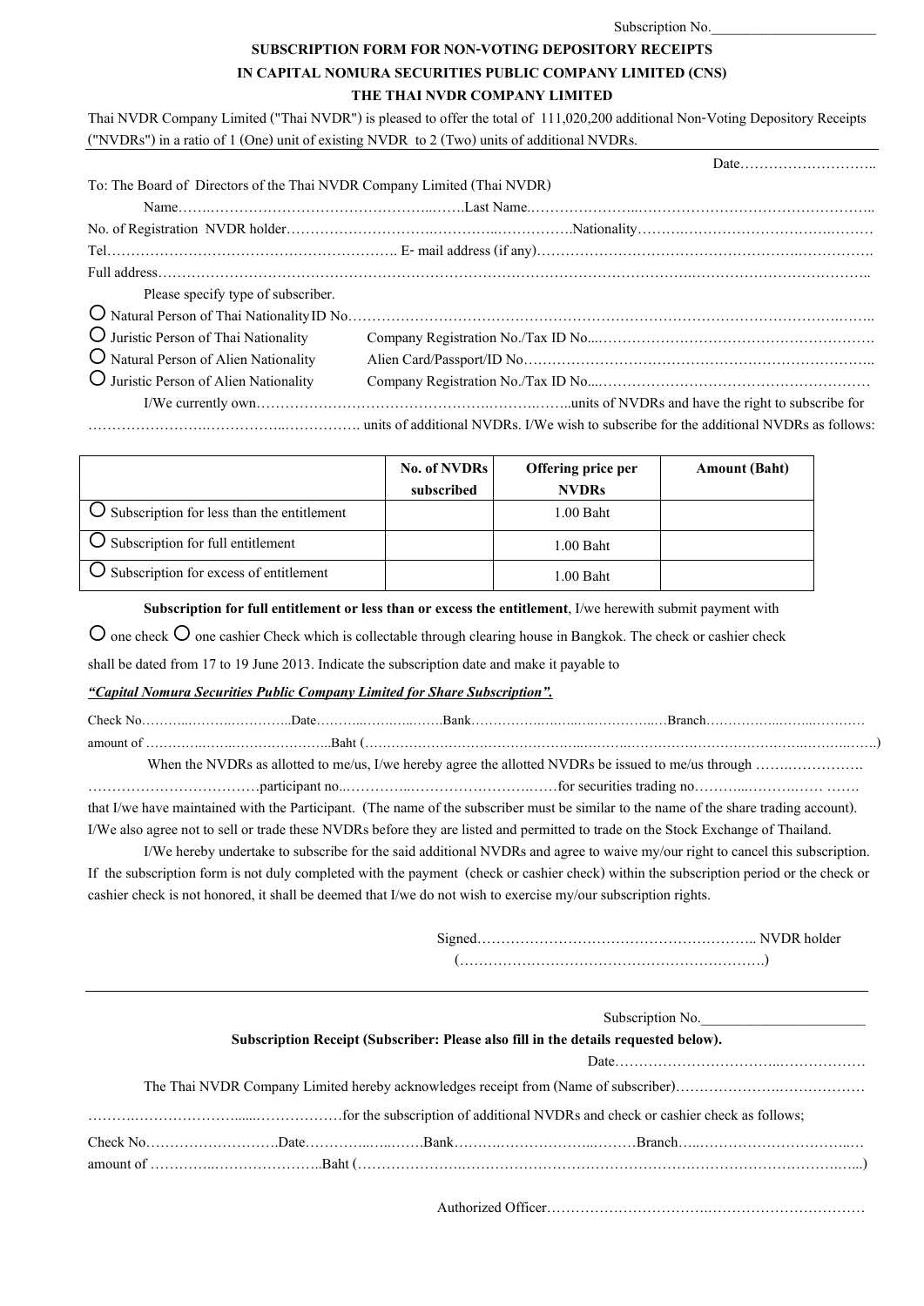Subscription No.______________________

**SUBSCRIPTION FORM FOR NON-VOTING DEPOSITORY RECEIPTS**

**IN CAPITAL NOMURA SECURITIES PUBLIC COMPANY LIMITED (CNS)**

**THE THAI NVDR COMPANY LIMITED**

Thai NVDR Company Limited ("Thai NVDR") is pleased to offer the total of 111,020,200 additional Non-Voting Depository Receipts ("NVDRs") in a ratio of 1 (One) unit of existing NVDR to 2 (Two) units of additional NVDRs.

---

Date………………………..

To: The Board of Directors of the Thai NVDR Company Limited (Thai NVDR)

Name…………………………………………………….Last Name……………………………………………………………..

No. of Registration NVDR holder……………………………………………………….Nationality…………………………………………

Tel……………………………………………………. E- mail address (if any)……………………………………………………………….

Full address……………………………………………………………………………………………………………………………………..

Please specify type of subscriber.

○ Natural Person of Thai Nationality ID No……………………………………………………………………………………………….

○ Juristic Person of Thai Nationality Company Registration No./Tax ID No...………………………………………………….

○ Natural Person of Alien Nationality Alien Card/Passport/ID No……………………………………………………………….

○ Juristic Person of Alien Nationality Company Registration No./Tax ID No...………………………………………………….

I/We currently own……………………………………………………………units of NVDRs and have the right to subscribe for ……………………………………………………. units of additional NVDRs. I/We wish to subscribe for the additional NVDRs as follows:

| | No. of NVDRs subscribed | Offering price per NVDRs | Amount (Baht) |
|---|---|---|---|
| ○ Subscription for less than the entitlement | | 1.00 Baht | |
| ○ Subscription for full entitlement | | 1.00 Baht | |
| ○ Subscription for excess of entitlement | | 1.00 Baht | |

**Subscription for full entitlement or less than or excess the entitlement**, I/we herewith submit payment with

○ one check ○ one cashier Check which is collectable through clearing house in Bangkok. The check or cashier check shall be dated from 17 to 19 June 2013. Indicate the subscription date and make it payable to

***"Capital Nomura Securities Public Company Limited for Share Subscription".***

Check No……………………………..Date…………………….Bank……………………………………….Branch………………………………

amount of ……………………………………..Baht (……………………………………………………………………………………………………….)

When the NVDRs as allotted to me/us, I/we hereby agree the allotted NVDRs be issued to me/us through ……………………. ………………………………participant no..……………………………………for securities trading no……………………… ……. that I/we have maintained with the Participant. (The name of the subscriber must be similar to the name of the share trading account). I/We also agree not to sell or trade these NVDRs before they are listed and permitted to trade on the Stock Exchange of Thailand.

I/We hereby undertake to subscribe for the said additional NVDRs and agree to waive my/our right to cancel this subscription. If the subscription form is not duly completed with the payment (check or cashier check) within the subscription period or the check or cashier check is not honored, it shall be deemed that I/we do not wish to exercise my/our subscription rights.

Signed………………………………………………….. NVDR holder

(……………………………………………………….)

---

Subscription No.______________________

**Subscription Receipt (Subscriber: Please also fill in the details requested below).**

Date………………………………………………

The Thai NVDR Company Limited hereby acknowledges receipt from (Name of subscriber)……………………………………… ………………………………………………for the subscription of additional NVDRs and check or cashier check as follows;

Check No……………………….Date…………………….Bank…………………………………Branch……………………………….

amount of …………………………………..Baht (………………………………………………………………………………………………..)

Authorized Officer…………………………………………………………